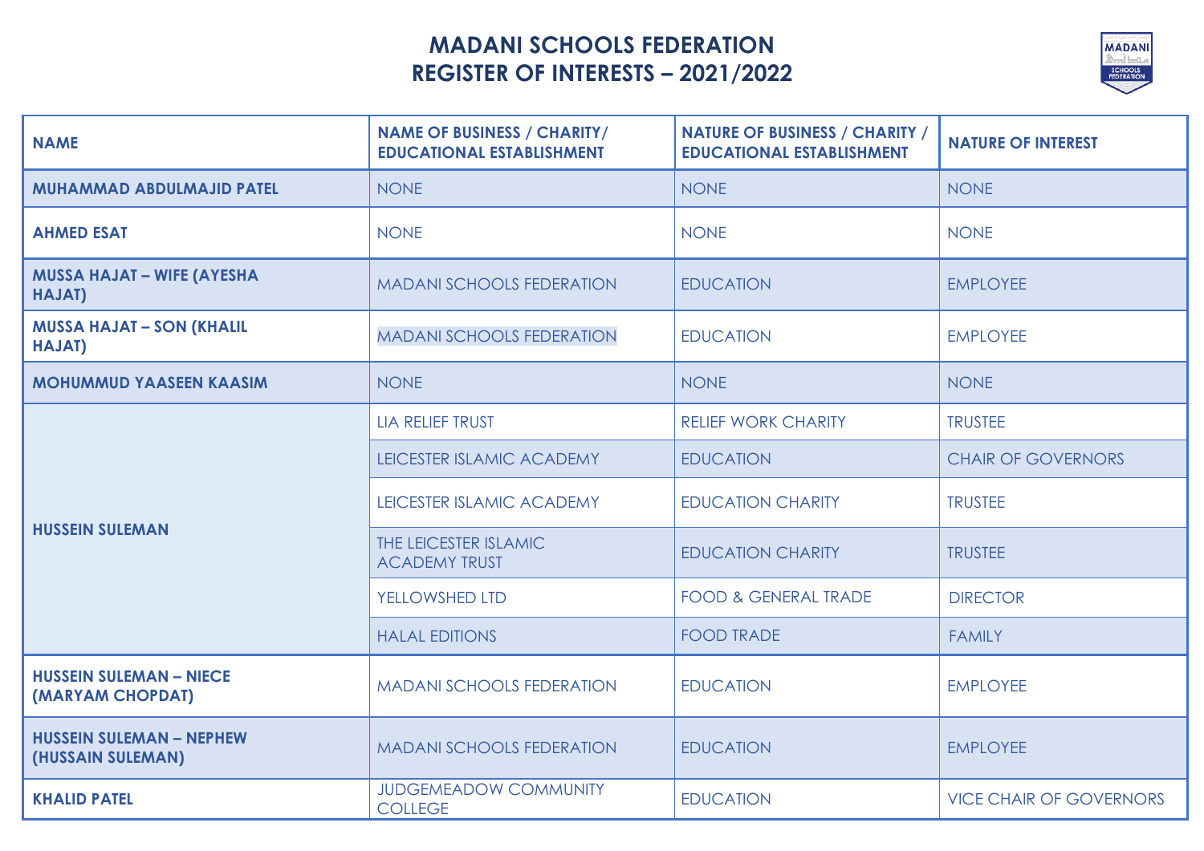# MADANI SCHOOLS FEDERATION
## REGISTER OF INTERESTS – 2021/2022

| NAME | NAME OF BUSINESS / CHARITY/ EDUCATIONAL ESTABLISHMENT | NATURE OF BUSINESS / CHARITY / EDUCATIONAL ESTABLISHMENT | NATURE OF INTEREST |
|---|---|---|---|
| MUHAMMAD ABDULMAJID PATEL | NONE | NONE | NONE |
| AHMED ESAT | NONE | NONE | NONE |
| MUSSA HAJAT – WIFE (AYESHA HAJAT) | MADANI SCHOOLS FEDERATION | EDUCATION | EMPLOYEE |
| MUSSA HAJAT – SON (KHALIL HAJAT) | MADANI SCHOOLS FEDERATION | EDUCATION | EMPLOYEE |
| MOHUMMUD YAASEEN KAASIM | NONE | NONE | NONE |
| HUSSEIN SULEMAN | LIA RELIEF TRUST | RELIEF WORK CHARITY | TRUSTEE |
| | LEICESTER ISLAMIC ACADEMY | EDUCATION | CHAIR OF GOVERNORS |
| | LEICESTER ISLAMIC ACADEMY | EDUCATION CHARITY | TRUSTEE |
| | THE LEICESTER ISLAMIC ACADEMY TRUST | EDUCATION CHARITY | TRUSTEE |
| | YELLOWSHED LTD | FOOD & GENERAL TRADE | DIRECTOR |
| | HALAL EDITIONS | FOOD TRADE | FAMILY |
| HUSSEIN SULEMAN – NIECE (MARYAM CHOPDAT) | MADANI SCHOOLS FEDERATION | EDUCATION | EMPLOYEE |
| HUSSEIN SULEMAN – NEPHEW (HUSSAIN SULEMAN) | MADANI SCHOOLS FEDERATION | EDUCATION | EMPLOYEE |
| KHALID PATEL | JUDGEMEADOW COMMUNITY COLLEGE | EDUCATION | VICE CHAIR OF GOVERNORS |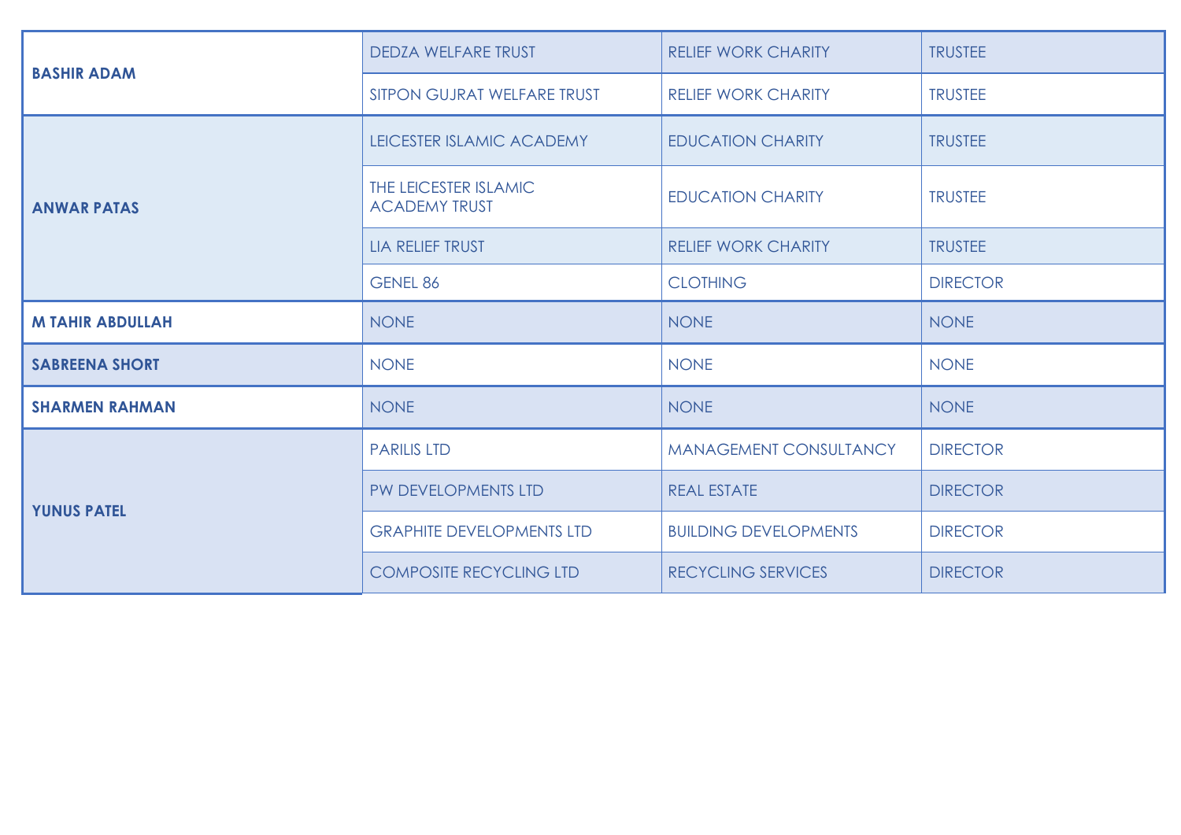| | | | |
|---|---|---|---|
| **BASHIR ADAM** | DEDZA WELFARE TRUST | RELIEF WORK CHARITY | TRUSTEE |
| | SITPON GUJRAT WELFARE TRUST | RELIEF WORK CHARITY | TRUSTEE |
| **ANWAR PATAS** | LEICESTER ISLAMIC ACADEMY | EDUCATION CHARITY | TRUSTEE |
| | THE LEICESTER ISLAMIC ACADEMY TRUST | EDUCATION CHARITY | TRUSTEE |
| | LIA RELIEF TRUST | RELIEF WORK CHARITY | TRUSTEE |
| | GENEL 86 | CLOTHING | DIRECTOR |
| **M TAHIR ABDULLAH** | NONE | NONE | NONE |
| **SABREENA SHORT** | NONE | NONE | NONE |
| **SHARMEN RAHMAN** | NONE | NONE | NONE |
| **YUNUS PATEL** | PARILIS LTD | MANAGEMENT CONSULTANCY | DIRECTOR |
| | PW DEVELOPMENTS LTD | REAL ESTATE | DIRECTOR |
| | GRAPHITE DEVELOPMENTS LTD | BUILDING DEVELOPMENTS | DIRECTOR |
| | COMPOSITE RECYCLING LTD | RECYCLING SERVICES | DIRECTOR |